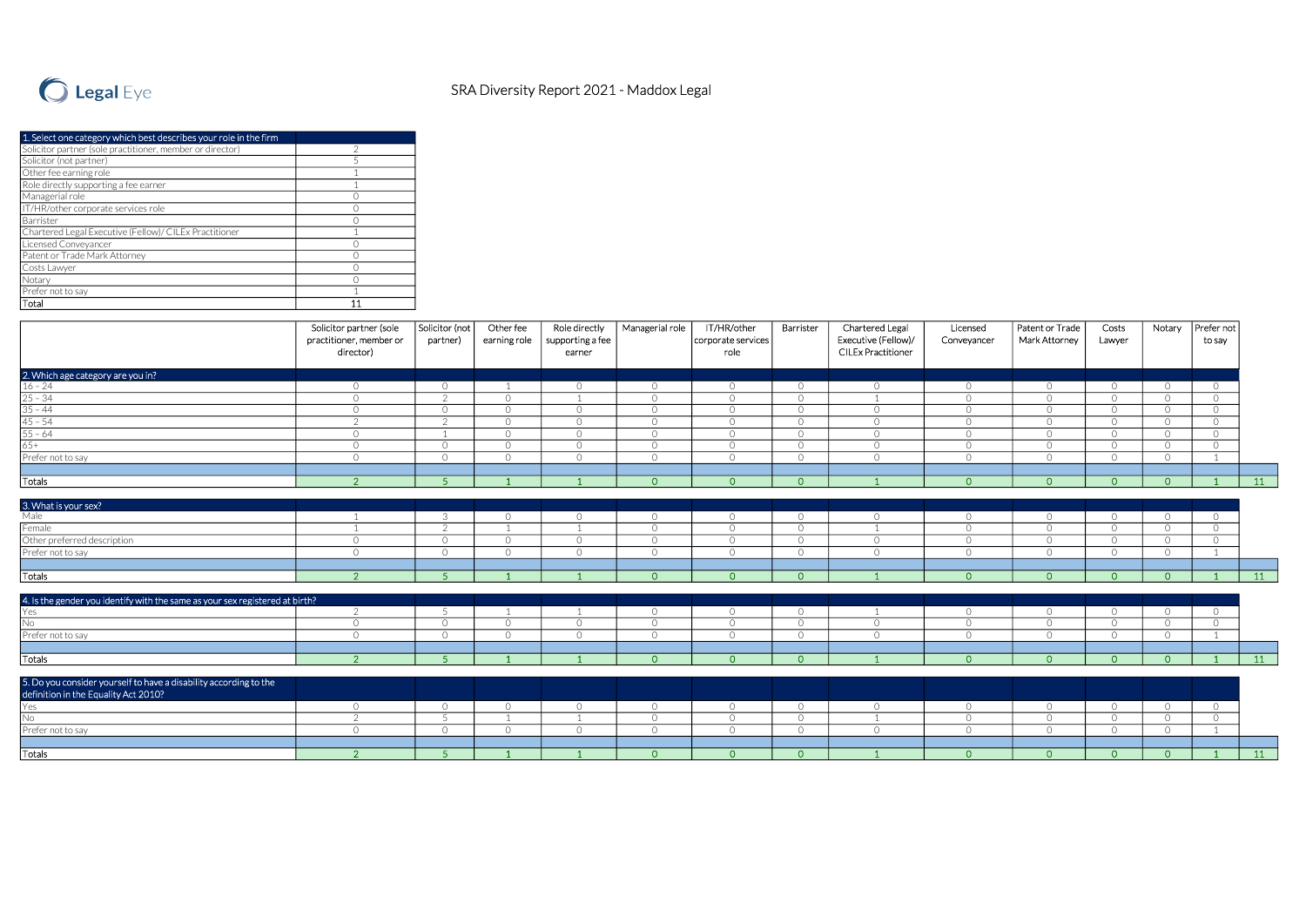Legal Eye

# SRA Diversity Report 2021 - Maddox Legal

| 1. Select one category which best describes your role in the firm | |
|---|---|
| Solicitor partner (sole practitioner, member or director) | 2 |
| Solicitor (not partner) | 5 |
| Other fee earning role | 1 |
| Role directly supporting a fee earner | 1 |
| Managerial role | 0 |
| IT/HR/other corporate services role | 0 |
| Barrister | 0 |
| Chartered Legal Executive (Fellow)/ CILEx Practitioner | 1 |
| Licensed Conveyancer | 0 |
| Patent or Trade Mark Attorney | 0 |
| Costs Lawyer | 0 |
| Notary | 0 |
| Prefer not to say | 1 |
| Total | 11 |

| | Solicitor partner (sole practitioner, member or director) | Solicitor (not partner) | Other fee earning role | Role directly supporting a fee earner | Managerial role | IT/HR/other corporate services role | Barrister | Chartered Legal Executive (Fellow)/ CILEx Practitioner | Licensed Conveyancer | Patent or Trade Mark Attorney | Costs Lawyer | Notary | Prefer not to say | |
|---|---|---|---|---|---|---|---|---|---|---|---|---|---|---|
| **2. Which age category are you in?** | | | | | | | | | | | | | | |
| 16 – 24 | 0 | 0 | 1 | 0 | 0 | 0 | 0 | 0 | 0 | 0 | 0 | 0 | 0 | |
| 25 – 34 | 0 | 2 | 0 | 1 | 0 | 0 | 0 | 1 | 0 | 0 | 0 | 0 | 0 | |
| 35 – 44 | 0 | 0 | 0 | 0 | 0 | 0 | 0 | 0 | 0 | 0 | 0 | 0 | 0 | |
| 45 – 54 | 2 | 2 | 0 | 0 | 0 | 0 | 0 | 0 | 0 | 0 | 0 | 0 | 0 | |
| 55 – 64 | 0 | 1 | 0 | 0 | 0 | 0 | 0 | 0 | 0 | 0 | 0 | 0 | 0 | |
| 65+ | 0 | 0 | 0 | 0 | 0 | 0 | 0 | 0 | 0 | 0 | 0 | 0 | 0 | |
| Prefer not to say | 0 | 0 | 0 | 0 | 0 | 0 | 0 | 0 | 0 | 0 | 0 | 0 | 1 | |
| Totals | 2 | 5 | 1 | 1 | 0 | 0 | 0 | 1 | 0 | 0 | 0 | 0 | 1 | 11 |
| **3. What is your sex?** | | | | | | | | | | | | | | |
| Male | 1 | 3 | 0 | 0 | 0 | 0 | 0 | 0 | 0 | 0 | 0 | 0 | 0 | |
| Female | 1 | 2 | 1 | 1 | 0 | 0 | 0 | 1 | 0 | 0 | 0 | 0 | 0 | |
| Other preferred description | 0 | 0 | 0 | 0 | 0 | 0 | 0 | 0 | 0 | 0 | 0 | 0 | 0 | |
| Prefer not to say | 0 | 0 | 0 | 0 | 0 | 0 | 0 | 0 | 0 | 0 | 0 | 0 | 1 | |
| Totals | 2 | 5 | 1 | 1 | 0 | 0 | 0 | 1 | 0 | 0 | 0 | 0 | 1 | 11 |
| **4. Is the gender you identify with the same as your sex registered at birth?** | | | | | | | | | | | | | | |
| Yes | 2 | 5 | 1 | 1 | 0 | 0 | 0 | 1 | 0 | 0 | 0 | 0 | 0 | |
| No | 0 | 0 | 0 | 0 | 0 | 0 | 0 | 0 | 0 | 0 | 0 | 0 | 0 | |
| Prefer not to say | 0 | 0 | 0 | 0 | 0 | 0 | 0 | 0 | 0 | 0 | 0 | 0 | 1 | |
| Totals | 2 | 5 | 1 | 1 | 0 | 0 | 0 | 1 | 0 | 0 | 0 | 0 | 1 | 11 |
| **5. Do you consider yourself to have a disability according to the definition in the Equality Act 2010?** | | | | | | | | | | | | | | |
| Yes | 0 | 0 | 0 | 0 | 0 | 0 | 0 | 0 | 0 | 0 | 0 | 0 | 0 | |
| No | 2 | 5 | 1 | 1 | 0 | 0 | 0 | 1 | 0 | 0 | 0 | 0 | 0 | |
| Prefer not to say | 0 | 0 | 0 | 0 | 0 | 0 | 0 | 0 | 0 | 0 | 0 | 0 | 1 | |
| Totals | 2 | 5 | 1 | 1 | 0 | 0 | 0 | 1 | 0 | 0 | 0 | 0 | 1 | 11 |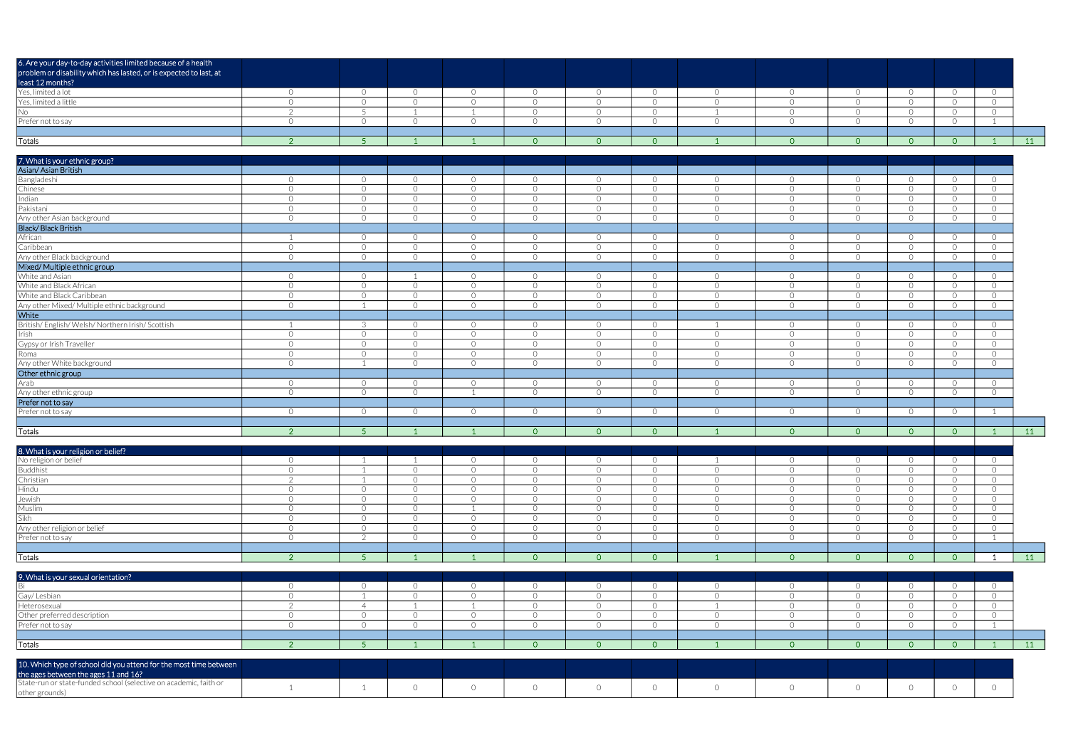| 6. Are your day-to-day activities limited because of a health problem or disability which has lasted, or is expected to last, at least 12 months? | | | | | | | | | | | | | | |
|---|---|---|---|---|---|---|---|---|---|---|---|---|---|---|
| Yes, limited a lot | 0 | 0 | 0 | 0 | 0 | 0 | 0 | 0 | 0 | 0 | 0 | 0 | 0 | |
| Yes, limited a little | 0 | 0 | 0 | 0 | 0 | 0 | 0 | 0 | 0 | 0 | 0 | 0 | 0 | |
| No | 2 | 5 | 1 | 1 | 0 | 0 | 0 | 1 | 0 | 0 | 0 | 0 | 0 | |
| Prefer not to say | 0 | 0 | 0 | 0 | 0 | 0 | 0 | 0 | 0 | 0 | 0 | 0 | 1 | |
| | | | | | | | | | | | | | | |
| Totals | 2 | 5 | 1 | 1 | 0 | 0 | 0 | 1 | 0 | 0 | 0 | 0 | 1 | 11 |

| 7. What is your ethnic group? | | | | | | | | | | | | | | |
|---|---|---|---|---|---|---|---|---|---|---|---|---|---|---|
| Asian/ Asian British | | | | | | | | | | | | | | |
| Bangladeshi | 0 | 0 | 0 | 0 | 0 | 0 | 0 | 0 | 0 | 0 | 0 | 0 | 0 | |
| Chinese | 0 | 0 | 0 | 0 | 0 | 0 | 0 | 0 | 0 | 0 | 0 | 0 | 0 | |
| Indian | 0 | 0 | 0 | 0 | 0 | 0 | 0 | 0 | 0 | 0 | 0 | 0 | 0 | |
| Pakistani | 0 | 0 | 0 | 0 | 0 | 0 | 0 | 0 | 0 | 0 | 0 | 0 | 0 | |
| Any other Asian background | 0 | 0 | 0 | 0 | 0 | 0 | 0 | 0 | 0 | 0 | 0 | 0 | 0 | |
| Black/ Black British | | | | | | | | | | | | | | |
| African | 1 | 0 | 0 | 0 | 0 | 0 | 0 | 0 | 0 | 0 | 0 | 0 | 0 | |
| Caribbean | 0 | 0 | 0 | 0 | 0 | 0 | 0 | 0 | 0 | 0 | 0 | 0 | 0 | |
| Any other Black background | 0 | 0 | 0 | 0 | 0 | 0 | 0 | 0 | 0 | 0 | 0 | 0 | 0 | |
| Mixed/ Multiple ethnic group | | | | | | | | | | | | | | |
| White and Asian | 0 | 0 | 1 | 0 | 0 | 0 | 0 | 0 | 0 | 0 | 0 | 0 | 0 | |
| White and Black African | 0 | 0 | 0 | 0 | 0 | 0 | 0 | 0 | 0 | 0 | 0 | 0 | 0 | |
| White and Black Caribbean | 0 | 0 | 0 | 0 | 0 | 0 | 0 | 0 | 0 | 0 | 0 | 0 | 0 | |
| Any other Mixed/ Multiple ethnic background | 0 | 1 | 0 | 0 | 0 | 0 | 0 | 0 | 0 | 0 | 0 | 0 | 0 | |
| White | | | | | | | | | | | | | | |
| British/ English/ Welsh/ Northern Irish/ Scottish | 1 | 3 | 0 | 0 | 0 | 0 | 0 | 1 | 0 | 0 | 0 | 0 | 0 | |
| Irish | 0 | 0 | 0 | 0 | 0 | 0 | 0 | 0 | 0 | 0 | 0 | 0 | 0 | |
| Gypsy or Irish Traveller | 0 | 0 | 0 | 0 | 0 | 0 | 0 | 0 | 0 | 0 | 0 | 0 | 0 | |
| Roma | 0 | 0 | 0 | 0 | 0 | 0 | 0 | 0 | 0 | 0 | 0 | 0 | 0 | |
| Any other White background | 0 | 1 | 0 | 0 | 0 | 0 | 0 | 0 | 0 | 0 | 0 | 0 | 0 | |
| Other ethnic group | | | | | | | | | | | | | | |
| Arab | 0 | 0 | 0 | 0 | 0 | 0 | 0 | 0 | 0 | 0 | 0 | 0 | 0 | |
| Any other ethnic group | 0 | 0 | 0 | 1 | 0 | 0 | 0 | 0 | 0 | 0 | 0 | 0 | 0 | |
| Prefer not to say | | | | | | | | | | | | | | |
| Prefer not to say | 0 | 0 | 0 | 0 | 0 | 0 | 0 | 0 | 0 | 0 | 0 | 0 | 1 | |
| | | | | | | | | | | | | | | |
| Totals | 2 | 5 | 1 | 1 | 0 | 0 | 0 | 1 | 0 | 0 | 0 | 0 | 1 | 11 |

| 8. What is your religion or belief? | | | | | | | | | | | | | | |
|---|---|---|---|---|---|---|---|---|---|---|---|---|---|---|
| No religion or belief | 0 | 1 | 1 | 0 | 0 | 0 | 0 | 1 | 0 | 0 | 0 | 0 | 0 | |
| Buddhist | 0 | 1 | 0 | 0 | 0 | 0 | 0 | 0 | 0 | 0 | 0 | 0 | 0 | |
| Christian | 2 | 1 | 0 | 0 | 0 | 0 | 0 | 0 | 0 | 0 | 0 | 0 | 0 | |
| Hindu | 0 | 0 | 0 | 0 | 0 | 0 | 0 | 0 | 0 | 0 | 0 | 0 | 0 | |
| Jewish | 0 | 0 | 0 | 0 | 0 | 0 | 0 | 0 | 0 | 0 | 0 | 0 | 0 | |
| Muslim | 0 | 0 | 0 | 1 | 0 | 0 | 0 | 0 | 0 | 0 | 0 | 0 | 0 | |
| Sikh | 0 | 0 | 0 | 0 | 0 | 0 | 0 | 0 | 0 | 0 | 0 | 0 | 0 | |
| Any other religion or belief | 0 | 0 | 0 | 0 | 0 | 0 | 0 | 0 | 0 | 0 | 0 | 0 | 0 | |
| Prefer not to say | 0 | 2 | 0 | 0 | 0 | 0 | 0 | 0 | 0 | 0 | 0 | 0 | 1 | |
| | | | | | | | | | | | | | | |
| Totals | 2 | 5 | 1 | 1 | 0 | 0 | 0 | 1 | 0 | 0 | 0 | 0 | 1 | 11 |

| 9. What is your sexual orientation? | | | | | | | | | | | | | | |
|---|---|---|---|---|---|---|---|---|---|---|---|---|---|---|
| Bi | 0 | 0 | 0 | 0 | 0 | 0 | 0 | 0 | 0 | 0 | 0 | 0 | 0 | |
| Gay/ Lesbian | 0 | 1 | 0 | 0 | 0 | 0 | 0 | 0 | 0 | 0 | 0 | 0 | 0 | |
| Heterosexual | 2 | 4 | 1 | 1 | 0 | 0 | 0 | 1 | 0 | 0 | 0 | 0 | 0 | |
| Other preferred description | 0 | 0 | 0 | 0 | 0 | 0 | 0 | 0 | 0 | 0 | 0 | 0 | 0 | |
| Prefer not to say | 0 | 0 | 0 | 0 | 0 | 0 | 0 | 0 | 0 | 0 | 0 | 0 | 1 | |
| | | | | | | | | | | | | | | |
| Totals | 2 | 5 | 1 | 1 | 0 | 0 | 0 | 1 | 0 | 0 | 0 | 0 | 1 | 11 |

| 10. Which type of school did you attend for the most time between the ages between the ages 11 and 16? | | | | | | | | | | | | | |
|---|---|---|---|---|---|---|---|---|---|---|---|---|---|
| State-run or state-funded school (selective on academic, faith or other grounds) | 1 | 1 | 0 | 0 | 0 | 0 | 0 | 0 | 0 | 0 | 0 | 0 | 0 |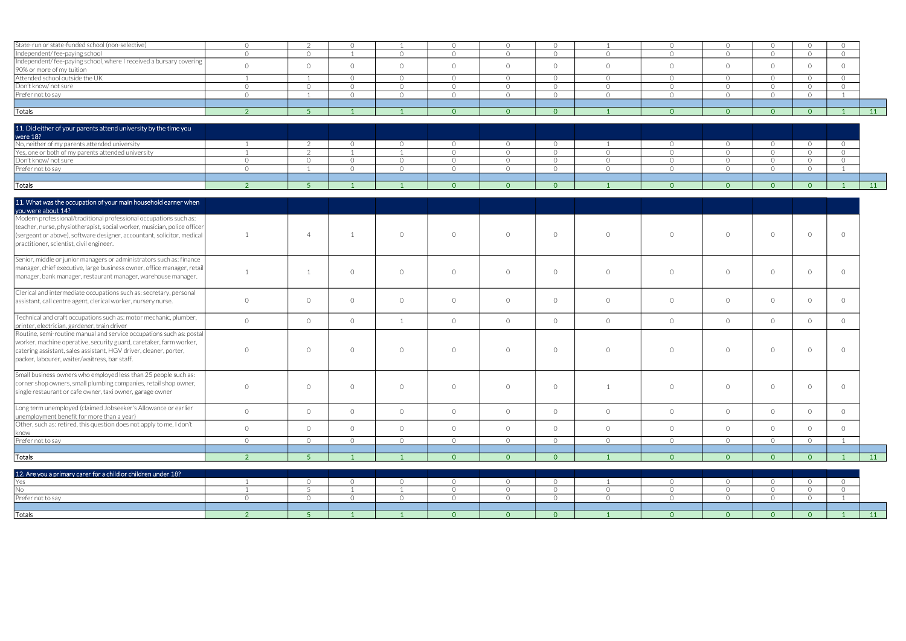| | | | | | | | | | | | | | | |
|---|---|---|---|---|---|---|---|---|---|---|---|---|---|---|
| State-run or state-funded school (non-selective) | 0 | 2 | 0 | 1 | 0 | 0 | 0 | 1 | 0 | 0 | 0 | 0 | 0 | |
| Independent/ fee-paying school | 0 | 0 | 1 | 0 | 0 | 0 | 0 | 0 | 0 | 0 | 0 | 0 | 0 | |
| Independent/ fee-paying school, where I received a bursary covering 90% or more of my tuition | 0 | 0 | 0 | 0 | 0 | 0 | 0 | 0 | 0 | 0 | 0 | 0 | 0 | |
| Attended school outside the UK | 1 | 1 | 0 | 0 | 0 | 0 | 0 | 0 | 0 | 0 | 0 | 0 | 0 | |
| Don't know/ not sure | 0 | 0 | 0 | 0 | 0 | 0 | 0 | 0 | 0 | 0 | 0 | 0 | 0 | |
| Prefer not to say | 0 | 1 | 0 | 0 | 0 | 0 | 0 | 0 | 0 | 0 | 0 | 0 | 1 | |
| | | | | | | | | | | | | | | |
| Totals | 2 | 5 | 1 | 1 | 0 | 0 | 0 | 1 | 0 | 0 | 0 | 0 | 1 | 11 |

| 11. Did either of your parents attend university by the time you were 18? | | | | | | | | | | | | | | |
|---|---|---|---|---|---|---|---|---|---|---|---|---|---|---|
| No, neither of my parents attended university | 1 | 2 | 0 | 0 | 0 | 0 | 0 | 1 | 0 | 0 | 0 | 0 | 0 | |
| Yes, one or both of my parents attended university | 1 | 2 | 1 | 1 | 0 | 0 | 0 | 0 | 0 | 0 | 0 | 0 | 0 | |
| Don't know/ not sure | 0 | 0 | 0 | 0 | 0 | 0 | 0 | 0 | 0 | 0 | 0 | 0 | 0 | |
| Prefer not to say | 0 | 1 | 0 | 0 | 0 | 0 | 0 | 0 | 0 | 0 | 0 | 0 | 1 | |
| | | | | | | | | | | | | | | |
| Totals | 2 | 5 | 1 | 1 | 0 | 0 | 0 | 1 | 0 | 0 | 0 | 0 | 1 | 11 |

| 11. What was the occupation of your main household earner when you were about 14? | | | | | | | | | | | | | | |
|---|---|---|---|---|---|---|---|---|---|---|---|---|---|---|
| Modern professional/traditional professional occupations such as: teacher, nurse, physiotherapist, social worker, musician, police officer (sergeant or above), software designer, accountant, solicitor, medical practitioner, scientist, civil engineer. | 1 | 4 | 1 | 0 | 0 | 0 | 0 | 0 | 0 | 0 | 0 | 0 | 0 | |
| Senior, middle or junior managers or administrators such as: finance manager, chief executive, large business owner, office manager, retail manager, bank manager, restaurant manager, warehouse manager. | 1 | 1 | 0 | 0 | 0 | 0 | 0 | 0 | 0 | 0 | 0 | 0 | 0 | |
| Clerical and intermediate occupations such as: secretary, personal assistant, call centre agent, clerical worker, nursery nurse. | 0 | 0 | 0 | 0 | 0 | 0 | 0 | 0 | 0 | 0 | 0 | 0 | 0 | |
| Technical and craft occupations such as: motor mechanic, plumber, printer, electrician, gardener, train driver | 0 | 0 | 0 | 1 | 0 | 0 | 0 | 0 | 0 | 0 | 0 | 0 | 0 | |
| Routine, semi-routine manual and service occupations such as: postal worker, machine operative, security guard, caretaker, farm worker, catering assistant, sales assistant, HGV driver, cleaner, porter, packer, labourer, waiter/waitress, bar staff. | 0 | 0 | 0 | 0 | 0 | 0 | 0 | 0 | 0 | 0 | 0 | 0 | 0 | |
| Small business owners who employed less than 25 people such as: corner shop owners, small plumbing companies, retail shop owner, single restaurant or cafe owner, taxi owner, garage owner | 0 | 0 | 0 | 0 | 0 | 0 | 0 | 1 | 0 | 0 | 0 | 0 | 0 | |
| Long term unemployed (claimed Jobseeker's Allowance or earlier unemployment benefit for more than a year) | 0 | 0 | 0 | 0 | 0 | 0 | 0 | 0 | 0 | 0 | 0 | 0 | 0 | |
| Other, such as: retired, this question does not apply to me, I don't know | 0 | 0 | 0 | 0 | 0 | 0 | 0 | 0 | 0 | 0 | 0 | 0 | 0 | |
| Prefer not to say | 0 | 0 | 0 | 0 | 0 | 0 | 0 | 0 | 0 | 0 | 0 | 0 | 1 | |
| | | | | | | | | | | | | | | |
| Totals | 2 | 5 | 1 | 1 | 0 | 0 | 0 | 1 | 0 | 0 | 0 | 0 | 1 | 11 |

| 12. Are you a primary carer for a child or children under 18? | | | | | | | | | | | | | | |
|---|---|---|---|---|---|---|---|---|---|---|---|---|---|---|
| Yes | 1 | 0 | 0 | 0 | 0 | 0 | 0 | 1 | 0 | 0 | 0 | 0 | 0 | |
| No | 1 | 5 | 1 | 1 | 0 | 0 | 0 | 0 | 0 | 0 | 0 | 0 | 0 | |
| Prefer not to say | 0 | 0 | 0 | 0 | 0 | 0 | 0 | 0 | 0 | 0 | 0 | 0 | 1 | |
| | | | | | | | | | | | | | | |
| Totals | 2 | 5 | 1 | 1 | 0 | 0 | 0 | 1 | 0 | 0 | 0 | 0 | 1 | 11 |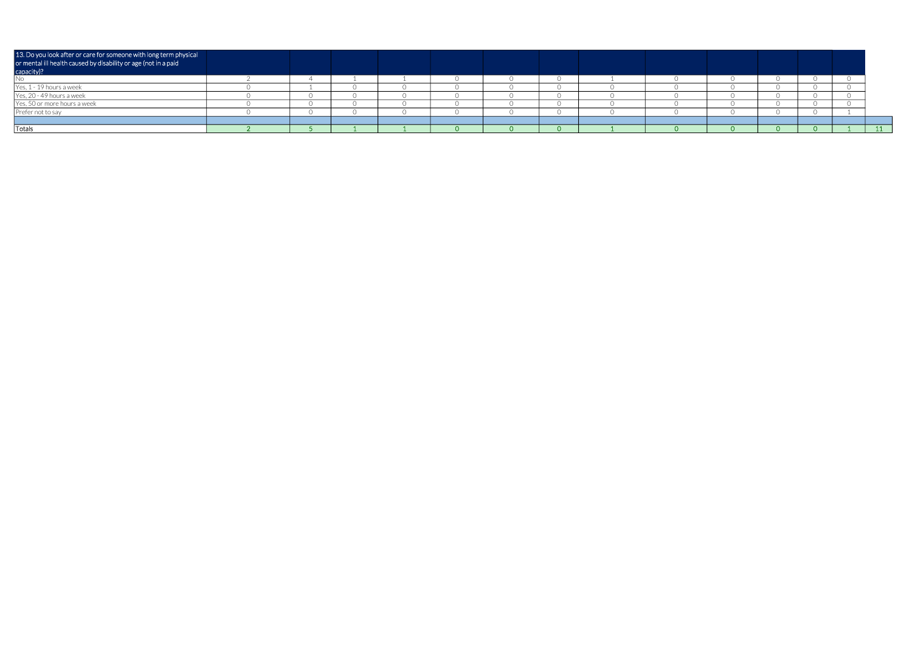| 13. Do you look after or care for someone with long term physical or mental ill health caused by disability or age (not in a paid capacity)? | | | | | | | | | | | | | | |
|---|---|---|---|---|---|---|---|---|---|---|---|---|---|---|
| No | 2 | 4 | 1 | 1 | 0 | 0 | 0 | 1 | 0 | 0 | 0 | 0 | 0 | |
| Yes, 1 - 19 hours a week | 0 | 1 | 0 | 0 | 0 | 0 | 0 | 0 | 0 | 0 | 0 | 0 | 0 | |
| Yes, 20 - 49 hours a week | 0 | 0 | 0 | 0 | 0 | 0 | 0 | 0 | 0 | 0 | 0 | 0 | 0 | |
| Yes, 50 or more hours a week | 0 | 0 | 0 | 0 | 0 | 0 | 0 | 0 | 0 | 0 | 0 | 0 | 0 | |
| Prefer not to say | 0 | 0 | 0 | 0 | 0 | 0 | 0 | 0 | 0 | 0 | 0 | 0 | 1 | |
| | | | | | | | | | | | | | | |
| Totals | 2 | 5 | 1 | 1 | 0 | 0 | 0 | 1 | 0 | 0 | 0 | 0 | 1 | 11 |